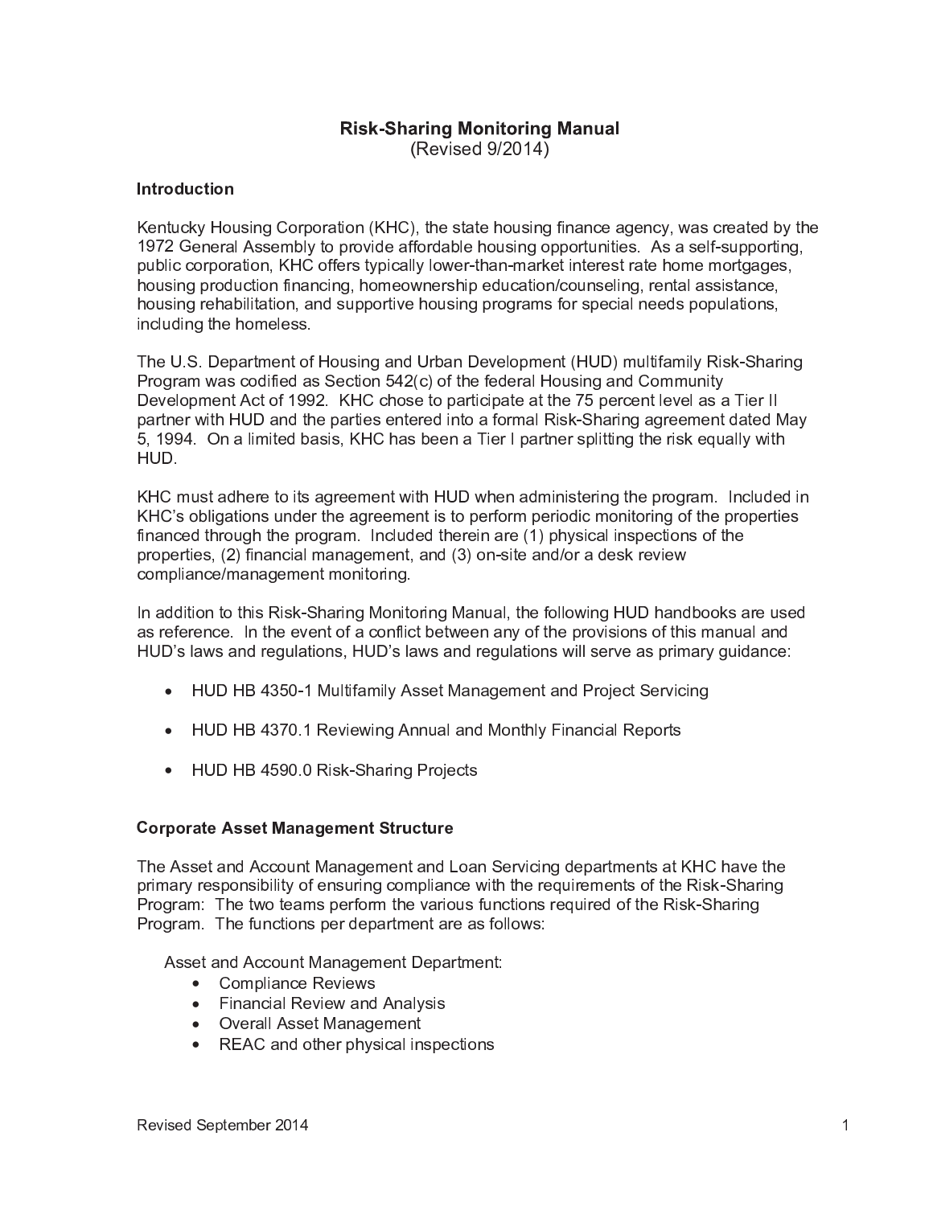# Risk-Sharing Monitoring Manual

(Revised 9/2014)

## Introduction

Kentucky Housing Corporation (KHC), the state housing finance agency, was created by the 1972 General Assembly to provide affordable housing opportunities. As a self-supporting, public corporation, KHC offers typically lower-than-market interest rate home mortgages, housing production financing, homeownership education/counseling, rental assistance, housing rehabilitation, and supportive housing programs for special needs populations, including the homeless.

The U.S. Department of Housing and Urban Development (HUD) multifamily Risk-Sharing Program was codified as Section 542(c) of the federal Housing and Community Development Act of 1992. KHC chose to participate at the 75 percent level as a Tier II partner with HUD and the parties entered into a formal Risk-Sharing agreement dated May 5, 1994. On a limited basis, KHC has been a Tier I partner splitting the risk equally with HUD.

KHC must adhere to its agreement with HUD when administering the program. Included in KHC's obligations under the agreement is to perform periodic monitoring of the properties financed through the program. Included therein are (1) physical inspections of the properties, (2) financial management, and (3) on-site and/or a desk review compliance/management monitoring.

In addition to this Risk-Sharing Monitoring Manual, the following HUD handbooks are used as reference. In the event of a conflict between any of the provisions of this manual and HUD's laws and regulations, HUD's laws and regulations will serve as primary guidance:

- HUD HB 4350-1 Multifamily Asset Management and Project Servicing
- HUD HB 4370.1 Reviewing Annual and Monthly Financial Reports
- HUD HB 4590.0 Risk-Sharing Projects

## Corporate Asset Management Structure

The Asset and Account Management and Loan Servicing departments at KHC have the primary responsibility of ensuring compliance with the requirements of the Risk-Sharing Program: The two teams perform the various functions required of the Risk-Sharing Program. The functions per department are as follows:

Asset and Account Management Department:

- Compliance Reviews
- Financial Review and Analysis
- Overall Asset Management
- REAC and other physical inspections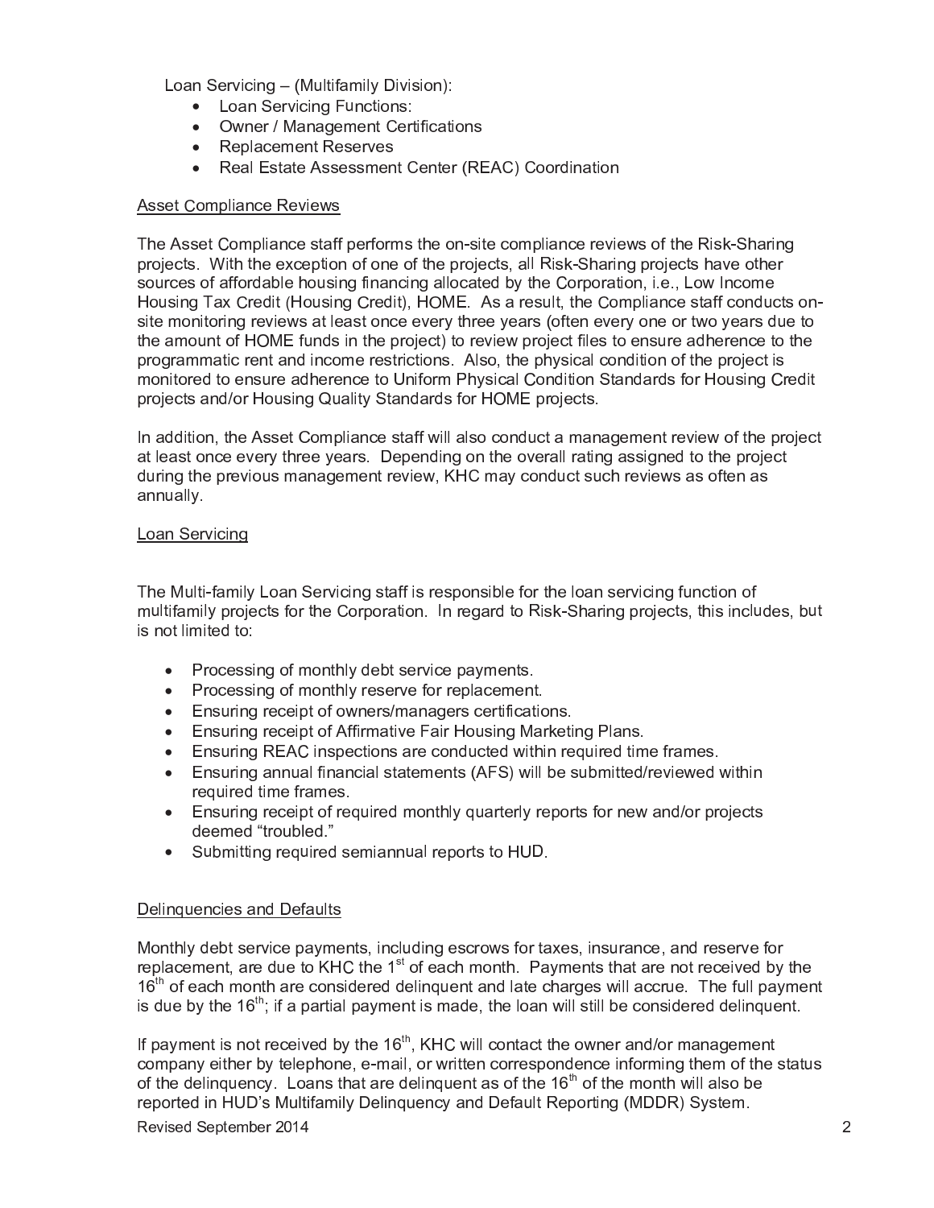Loan Servicing – (Multifamily Division):

- Loan Servicing Functions:
- Owner / Management Certifications
- Replacement Reserves
- Real Estate Assessment Center (REAC) Coordination

<u>Asset Compliance Reviews</u>

The Asset Compliance staff performs the on-site compliance reviews of the Risk-Sharing projects. With the exception of one of the projects, all Risk-Sharing projects have other sources of affordable housing financing allocated by the Corporation, i.e., Low Income Housing Tax Credit (Housing Credit), HOME. As a result, the Compliance staff conducts on-site monitoring reviews at least once every three years (often every one or two years due to the amount of HOME funds in the project) to review project files to ensure adherence to the programmatic rent and income restrictions. Also, the physical condition of the project is monitored to ensure adherence to Uniform Physical Condition Standards for Housing Credit projects and/or Housing Quality Standards for HOME projects.

In addition, the Asset Compliance staff will also conduct a management review of the project at least once every three years. Depending on the overall rating assigned to the project during the previous management review, KHC may conduct such reviews as often as annually.

<u>Loan Servicing</u>

The Multi-family Loan Servicing staff is responsible for the loan servicing function of multifamily projects for the Corporation. In regard to Risk-Sharing projects, this includes, but is not limited to:

- Processing of monthly debt service payments.
- Processing of monthly reserve for replacement.
- Ensuring receipt of owners/managers certifications.
- Ensuring receipt of Affirmative Fair Housing Marketing Plans.
- Ensuring REAC inspections are conducted within required time frames.
- Ensuring annual financial statements (AFS) will be submitted/reviewed within required time frames.
- Ensuring receipt of required monthly quarterly reports for new and/or projects deemed "troubled."
- Submitting required semiannual reports to HUD.

<u>Delinquencies and Defaults</u>

Monthly debt service payments, including escrows for taxes, insurance, and reserve for replacement, are due to KHC the 1st of each month. Payments that are not received by the 16th of each month are considered delinquent and late charges will accrue. The full payment is due by the 16th; if a partial payment is made, the loan will still be considered delinquent.

If payment is not received by the 16th, KHC will contact the owner and/or management company either by telephone, e-mail, or written correspondence informing them of the status of the delinquency. Loans that are delinquent as of the 16th of the month will also be reported in HUD's Multifamily Delinquency and Default Reporting (MDDR) System.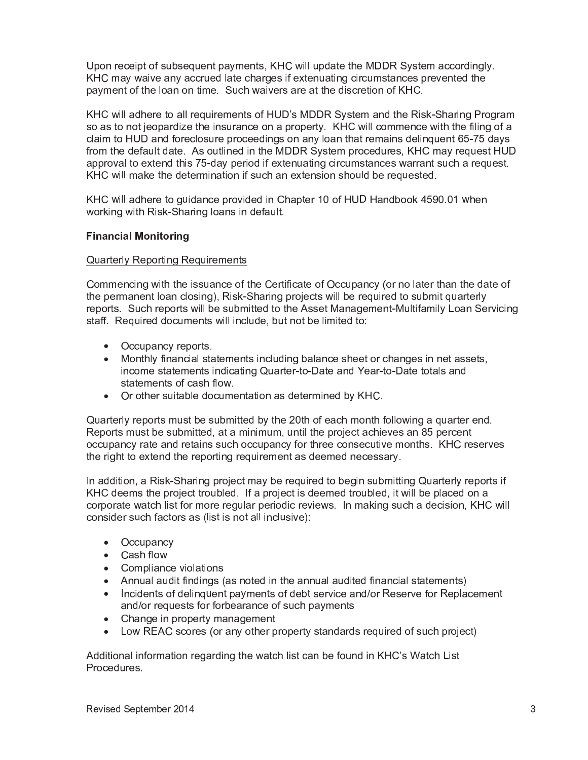Upon receipt of subsequent payments, KHC will update the MDDR System accordingly. KHC may waive any accrued late charges if extenuating circumstances prevented the payment of the loan on time. Such waivers are at the discretion of KHC.

KHC will adhere to all requirements of HUD's MDDR System and the Risk-Sharing Program so as to not jeopardize the insurance on a property. KHC will commence with the filing of a claim to HUD and foreclosure proceedings on any loan that remains delinquent 65-75 days from the default date. As outlined in the MDDR System procedures, KHC may request HUD approval to extend this 75-day period if extenuating circumstances warrant such a request. KHC will make the determination if such an extension should be requested.

KHC will adhere to guidance provided in Chapter 10 of HUD Handbook 4590.01 when working with Risk-Sharing loans in default.

**Financial Monitoring**

Quarterly Reporting Requirements

Commencing with the issuance of the Certificate of Occupancy (or no later than the date of the permanent loan closing), Risk-Sharing projects will be required to submit quarterly reports. Such reports will be submitted to the Asset Management-Multifamily Loan Servicing staff. Required documents will include, but not be limited to:

- Occupancy reports.
- Monthly financial statements including balance sheet or changes in net assets, income statements indicating Quarter-to-Date and Year-to-Date totals and statements of cash flow.
- Or other suitable documentation as determined by KHC.

Quarterly reports must be submitted by the 20th of each month following a quarter end. Reports must be submitted, at a minimum, until the project achieves an 85 percent occupancy rate and retains such occupancy for three consecutive months. KHC reserves the right to extend the reporting requirement as deemed necessary.

In addition, a Risk-Sharing project may be required to begin submitting Quarterly reports if KHC deems the project troubled. If a project is deemed troubled, it will be placed on a corporate watch list for more regular periodic reviews. In making such a decision, KHC will consider such factors as (list is not all inclusive):

- Occupancy
- Cash flow
- Compliance violations
- Annual audit findings (as noted in the annual audited financial statements)
- Incidents of delinquent payments of debt service and/or Reserve for Replacement and/or requests for forbearance of such payments
- Change in property management
- Low REAC scores (or any other property standards required of such project)

Additional information regarding the watch list can be found in KHC's Watch List Procedures.

Revised September 2014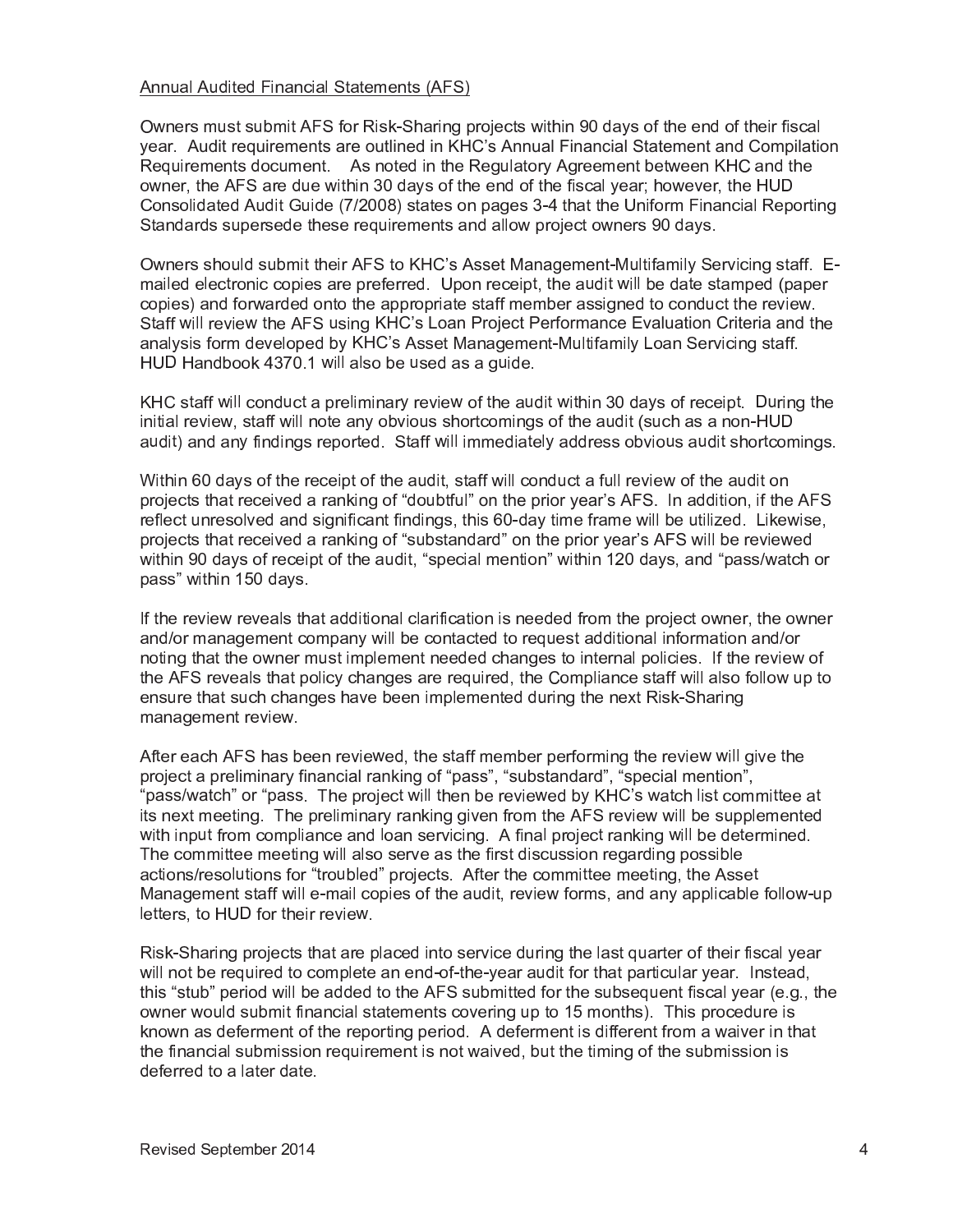Annual Audited Financial Statements (AFS)

Owners must submit AFS for Risk-Sharing projects within 90 days of the end of their fiscal year. Audit requirements are outlined in KHC's Annual Financial Statement and Compilation Requirements document. As noted in the Regulatory Agreement between KHC and the owner, the AFS are due within 30 days of the end of the fiscal year; however, the HUD Consolidated Audit Guide (7/2008) states on pages 3-4 that the Uniform Financial Reporting Standards supersede these requirements and allow project owners 90 days.

Owners should submit their AFS to KHC's Asset Management-Multifamily Servicing staff. E-mailed electronic copies are preferred. Upon receipt, the audit will be date stamped (paper copies) and forwarded onto the appropriate staff member assigned to conduct the review. Staff will review the AFS using KHC's Loan Project Performance Evaluation Criteria and the analysis form developed by KHC's Asset Management-Multifamily Loan Servicing staff. HUD Handbook 4370.1 will also be used as a guide.

KHC staff will conduct a preliminary review of the audit within 30 days of receipt. During the initial review, staff will note any obvious shortcomings of the audit (such as a non-HUD audit) and any findings reported. Staff will immediately address obvious audit shortcomings.

Within 60 days of the receipt of the audit, staff will conduct a full review of the audit on projects that received a ranking of "doubtful" on the prior year's AFS. In addition, if the AFS reflect unresolved and significant findings, this 60-day time frame will be utilized. Likewise, projects that received a ranking of "substandard" on the prior year's AFS will be reviewed within 90 days of receipt of the audit, "special mention" within 120 days, and "pass/watch or pass" within 150 days.

If the review reveals that additional clarification is needed from the project owner, the owner and/or management company will be contacted to request additional information and/or noting that the owner must implement needed changes to internal policies. If the review of the AFS reveals that policy changes are required, the Compliance staff will also follow up to ensure that such changes have been implemented during the next Risk-Sharing management review.

After each AFS has been reviewed, the staff member performing the review will give the project a preliminary financial ranking of "pass", "substandard", "special mention", "pass/watch" or "pass. The project will then be reviewed by KHC's watch list committee at its next meeting. The preliminary ranking given from the AFS review will be supplemented with input from compliance and loan servicing. A final project ranking will be determined. The committee meeting will also serve as the first discussion regarding possible actions/resolutions for "troubled" projects. After the committee meeting, the Asset Management staff will e-mail copies of the audit, review forms, and any applicable follow-up letters, to HUD for their review.

Risk-Sharing projects that are placed into service during the last quarter of their fiscal year will not be required to complete an end-of-the-year audit for that particular year. Instead, this "stub" period will be added to the AFS submitted for the subsequent fiscal year (e.g., the owner would submit financial statements covering up to 15 months). This procedure is known as deferment of the reporting period. A deferment is different from a waiver in that the financial submission requirement is not waived, but the timing of the submission is deferred to a later date.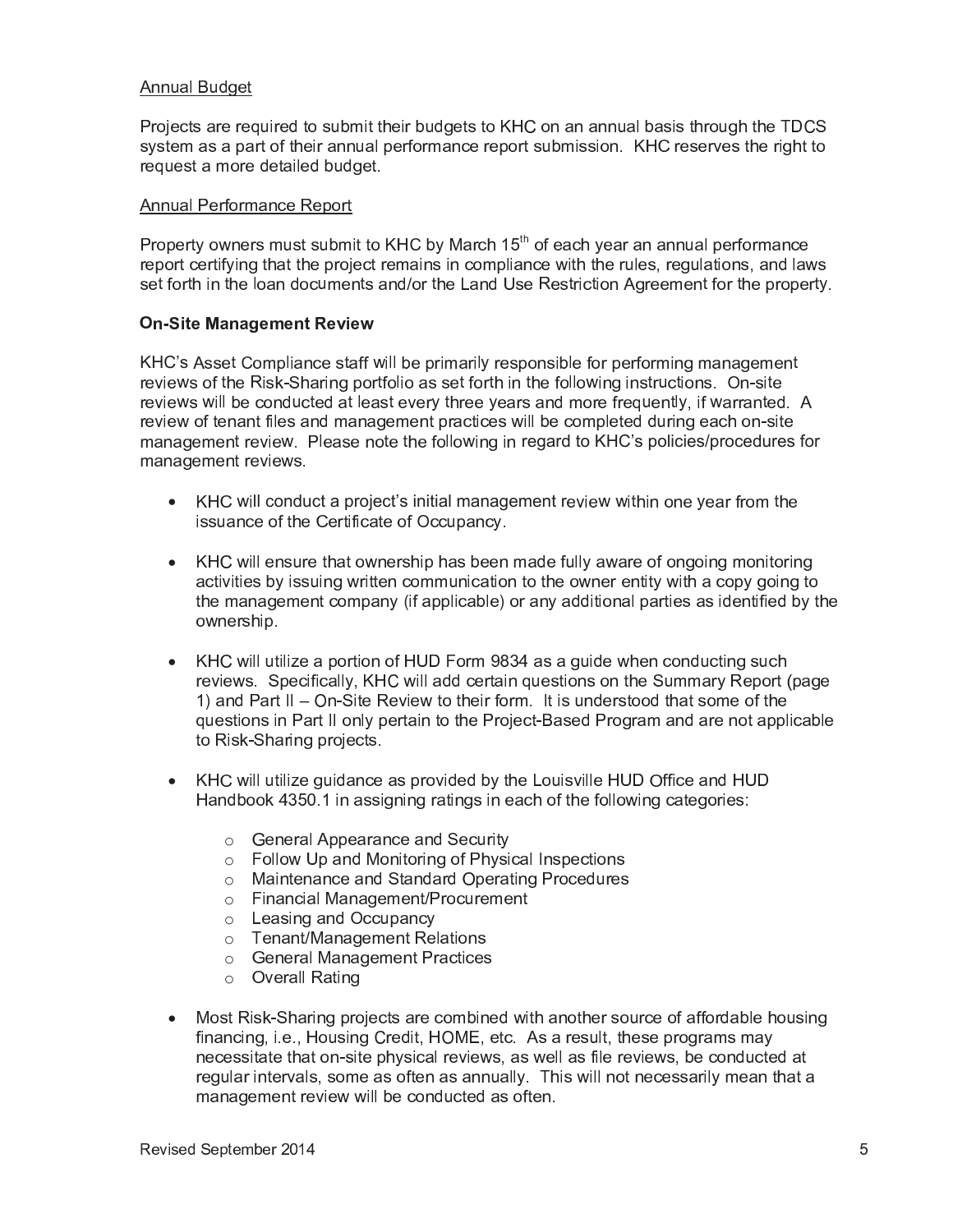Annual Budget

Projects are required to submit their budgets to KHC on an annual basis through the TDCS system as a part of their annual performance report submission. KHC reserves the right to request a more detailed budget.

Annual Performance Report

Property owners must submit to KHC by March 15th of each year an annual performance report certifying that the project remains in compliance with the rules, regulations, and laws set forth in the loan documents and/or the Land Use Restriction Agreement for the property.

**On-Site Management Review**

KHC's Asset Compliance staff will be primarily responsible for performing management reviews of the Risk-Sharing portfolio as set forth in the following instructions. On-site reviews will be conducted at least every three years and more frequently, if warranted. A review of tenant files and management practices will be completed during each on-site management review. Please note the following in regard to KHC's policies/procedures for management reviews.

- KHC will conduct a project's initial management review within one year from the issuance of the Certificate of Occupancy.

- KHC will ensure that ownership has been made fully aware of ongoing monitoring activities by issuing written communication to the owner entity with a copy going to the management company (if applicable) or any additional parties as identified by the ownership.

- KHC will utilize a portion of HUD Form 9834 as a guide when conducting such reviews. Specifically, KHC will add certain questions on the Summary Report (page 1) and Part II – On-Site Review to their form. It is understood that some of the questions in Part II only pertain to the Project-Based Program and are not applicable to Risk-Sharing projects.

- KHC will utilize guidance as provided by the Louisville HUD Office and HUD Handbook 4350.1 in assigning ratings in each of the following categories:

    - General Appearance and Security
    - Follow Up and Monitoring of Physical Inspections
    - Maintenance and Standard Operating Procedures
    - Financial Management/Procurement
    - Leasing and Occupancy
    - Tenant/Management Relations
    - General Management Practices
    - Overall Rating

- Most Risk-Sharing projects are combined with another source of affordable housing financing, i.e., Housing Credit, HOME, etc. As a result, these programs may necessitate that on-site physical reviews, as well as file reviews, be conducted at regular intervals, some as often as annually. This will not necessarily mean that a management review will be conducted as often.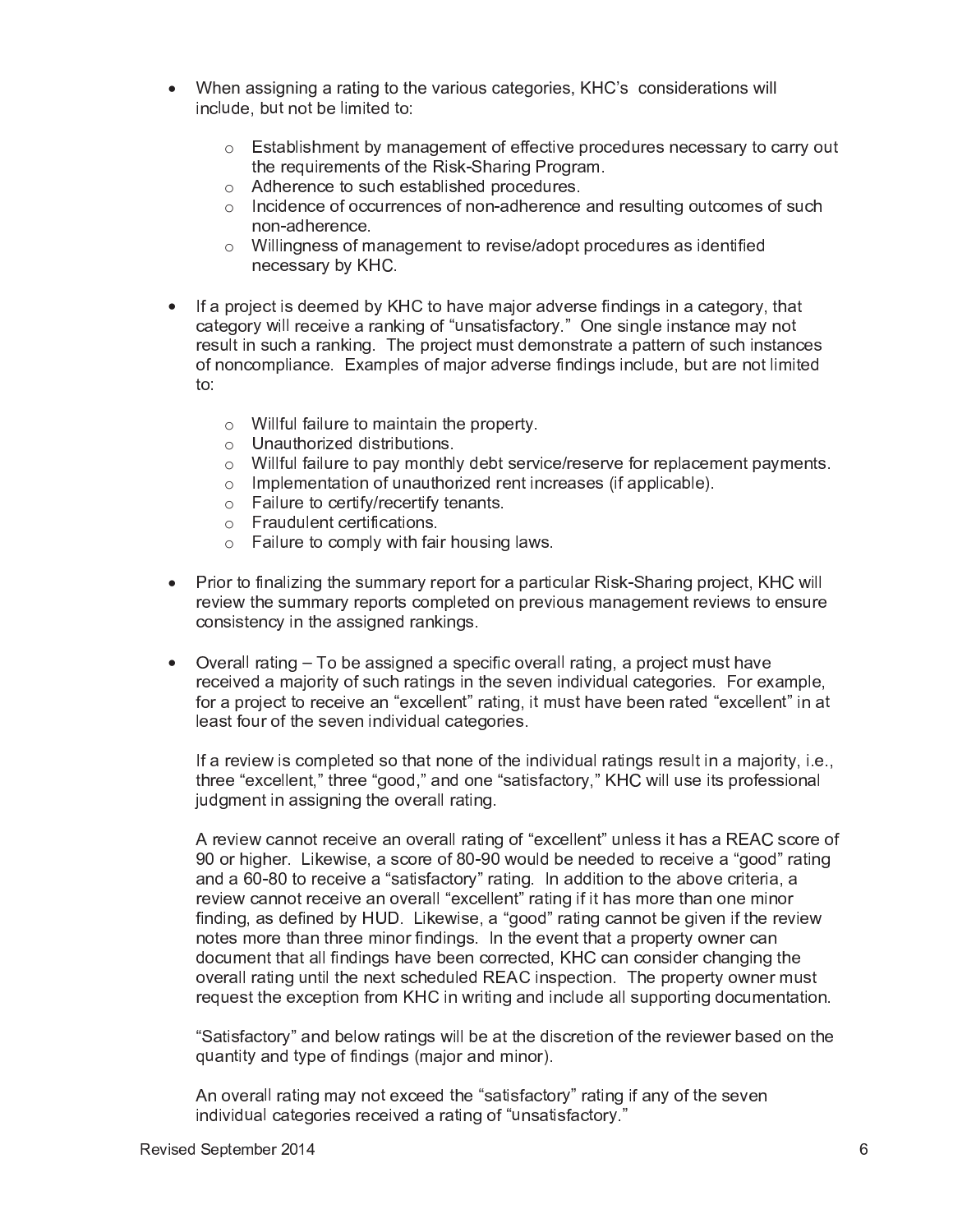- When assigning a rating to the various categories, KHC's considerations will include, but not be limited to:

  - Establishment by management of effective procedures necessary to carry out the requirements of the Risk-Sharing Program.
  - Adherence to such established procedures.
  - Incidence of occurrences of non-adherence and resulting outcomes of such non-adherence.
  - Willingness of management to revise/adopt procedures as identified necessary by KHC.

- If a project is deemed by KHC to have major adverse findings in a category, that category will receive a ranking of "unsatisfactory." One single instance may not result in such a ranking. The project must demonstrate a pattern of such instances of noncompliance. Examples of major adverse findings include, but are not limited to:

  - Willful failure to maintain the property.
  - Unauthorized distributions.
  - Willful failure to pay monthly debt service/reserve for replacement payments.
  - Implementation of unauthorized rent increases (if applicable).
  - Failure to certify/recertify tenants.
  - Fraudulent certifications.
  - Failure to comply with fair housing laws.

- Prior to finalizing the summary report for a particular Risk-Sharing project, KHC will review the summary reports completed on previous management reviews to ensure consistency in the assigned rankings.

- Overall rating – To be assigned a specific overall rating, a project must have received a majority of such ratings in the seven individual categories. For example, for a project to receive an "excellent" rating, it must have been rated "excellent" in at least four of the seven individual categories.

  If a review is completed so that none of the individual ratings result in a majority, i.e., three "excellent," three "good," and one "satisfactory," KHC will use its professional judgment in assigning the overall rating.

  A review cannot receive an overall rating of "excellent" unless it has a REAC score of 90 or higher. Likewise, a score of 80-90 would be needed to receive a "good" rating and a 60-80 to receive a "satisfactory" rating. In addition to the above criteria, a review cannot receive an overall "excellent" rating if it has more than one minor finding, as defined by HUD. Likewise, a "good" rating cannot be given if the review notes more than three minor findings. In the event that a property owner can document that all findings have been corrected, KHC can consider changing the overall rating until the next scheduled REAC inspection. The property owner must request the exception from KHC in writing and include all supporting documentation.

  "Satisfactory" and below ratings will be at the discretion of the reviewer based on the quantity and type of findings (major and minor).

  An overall rating may not exceed the "satisfactory" rating if any of the seven individual categories received a rating of "unsatisfactory."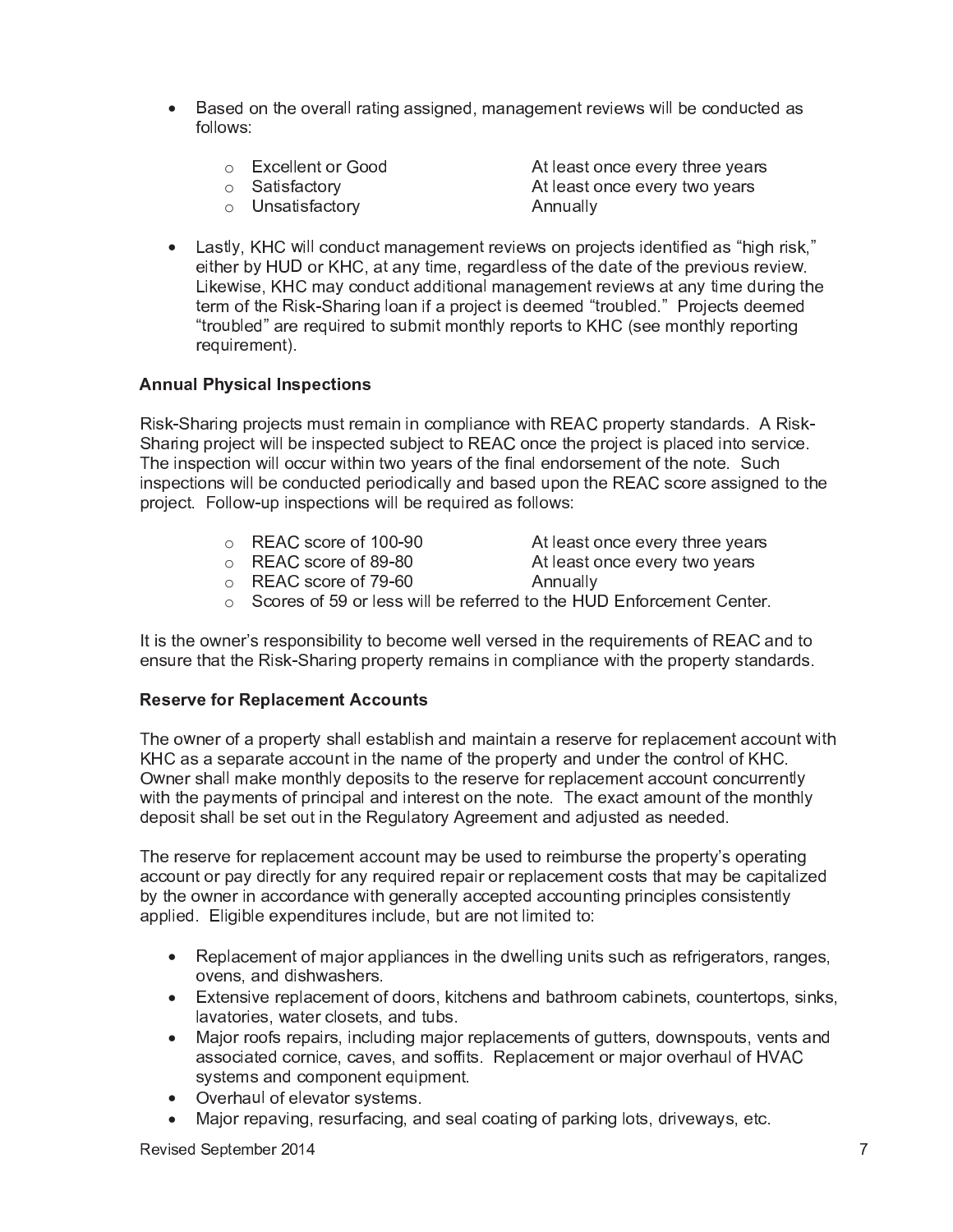- Based on the overall rating assigned, management reviews will be conducted as follows:
    - Excellent or Good — At least once every three years
    - Satisfactory — At least once every two years
    - Unsatisfactory — Annually

- Lastly, KHC will conduct management reviews on projects identified as "high risk," either by HUD or KHC, at any time, regardless of the date of the previous review. Likewise, KHC may conduct additional management reviews at any time during the term of the Risk-Sharing loan if a project is deemed "troubled." Projects deemed "troubled" are required to submit monthly reports to KHC (see monthly reporting requirement).

**Annual Physical Inspections**

Risk-Sharing projects must remain in compliance with REAC property standards. A Risk-Sharing project will be inspected subject to REAC once the project is placed into service. The inspection will occur within two years of the final endorsement of the note. Such inspections will be conducted periodically and based upon the REAC score assigned to the project. Follow-up inspections will be required as follows:

- REAC score of 100-90 — At least once every three years
- REAC score of 89-80 — At least once every two years
- REAC score of 79-60 — Annually
- Scores of 59 or less will be referred to the HUD Enforcement Center.

It is the owner's responsibility to become well versed in the requirements of REAC and to ensure that the Risk-Sharing property remains in compliance with the property standards.

**Reserve for Replacement Accounts**

The owner of a property shall establish and maintain a reserve for replacement account with KHC as a separate account in the name of the property and under the control of KHC. Owner shall make monthly deposits to the reserve for replacement account concurrently with the payments of principal and interest on the note. The exact amount of the monthly deposit shall be set out in the Regulatory Agreement and adjusted as needed.

The reserve for replacement account may be used to reimburse the property's operating account or pay directly for any required repair or replacement costs that may be capitalized by the owner in accordance with generally accepted accounting principles consistently applied. Eligible expenditures include, but are not limited to:

- Replacement of major appliances in the dwelling units such as refrigerators, ranges, ovens, and dishwashers.
- Extensive replacement of doors, kitchens and bathroom cabinets, countertops, sinks, lavatories, water closets, and tubs.
- Major roofs repairs, including major replacements of gutters, downspouts, vents and associated cornice, caves, and soffits. Replacement or major overhaul of HVAC systems and component equipment.
- Overhaul of elevator systems.
- Major repaving, resurfacing, and seal coating of parking lots, driveways, etc.

Revised September 2014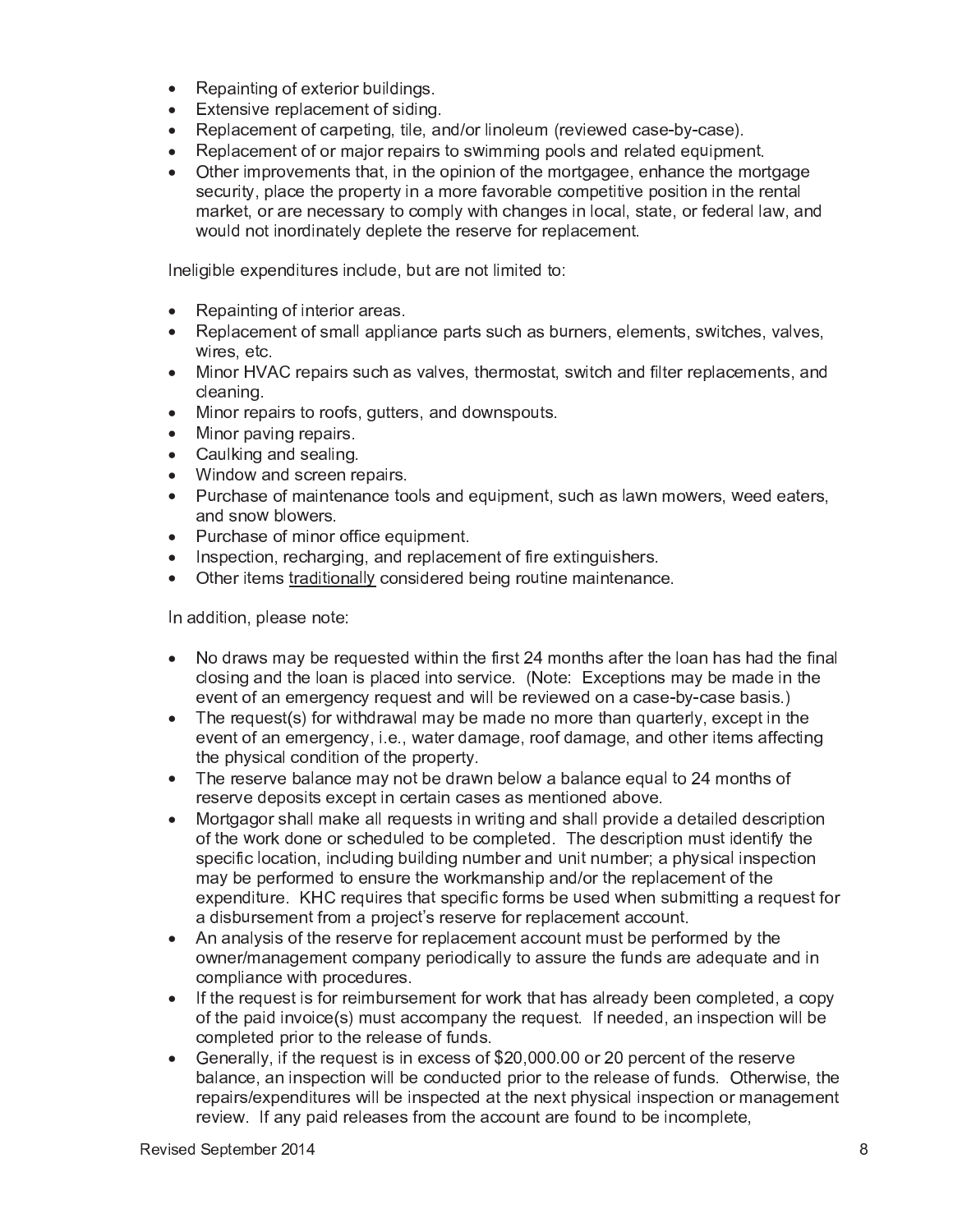- Repainting of exterior buildings.
- Extensive replacement of siding.
- Replacement of carpeting, tile, and/or linoleum (reviewed case-by-case).
- Replacement of or major repairs to swimming pools and related equipment.
- Other improvements that, in the opinion of the mortgagee, enhance the mortgage security, place the property in a more favorable competitive position in the rental market, or are necessary to comply with changes in local, state, or federal law, and would not inordinately deplete the reserve for replacement.

Ineligible expenditures include, but are not limited to:

- Repainting of interior areas.
- Replacement of small appliance parts such as burners, elements, switches, valves, wires, etc.
- Minor HVAC repairs such as valves, thermostat, switch and filter replacements, and cleaning.
- Minor repairs to roofs, gutters, and downspouts.
- Minor paving repairs.
- Caulking and sealing.
- Window and screen repairs.
- Purchase of maintenance tools and equipment, such as lawn mowers, weed eaters, and snow blowers.
- Purchase of minor office equipment.
- Inspection, recharging, and replacement of fire extinguishers.
- Other items traditionally considered being routine maintenance.

In addition, please note:

- No draws may be requested within the first 24 months after the loan has had the final closing and the loan is placed into service. (Note: Exceptions may be made in the event of an emergency request and will be reviewed on a case-by-case basis.)
- The request(s) for withdrawal may be made no more than quarterly, except in the event of an emergency, i.e., water damage, roof damage, and other items affecting the physical condition of the property.
- The reserve balance may not be drawn below a balance equal to 24 months of reserve deposits except in certain cases as mentioned above.
- Mortgagor shall make all requests in writing and shall provide a detailed description of the work done or scheduled to be completed. The description must identify the specific location, including building number and unit number; a physical inspection may be performed to ensure the workmanship and/or the replacement of the expenditure. KHC requires that specific forms be used when submitting a request for a disbursement from a project's reserve for replacement account.
- An analysis of the reserve for replacement account must be performed by the owner/management company periodically to assure the funds are adequate and in compliance with procedures.
- If the request is for reimbursement for work that has already been completed, a copy of the paid invoice(s) must accompany the request. If needed, an inspection will be completed prior to the release of funds.
- Generally, if the request is in excess of $20,000.00 or 20 percent of the reserve balance, an inspection will be conducted prior to the release of funds. Otherwise, the repairs/expenditures will be inspected at the next physical inspection or management review. If any paid releases from the account are found to be incomplete,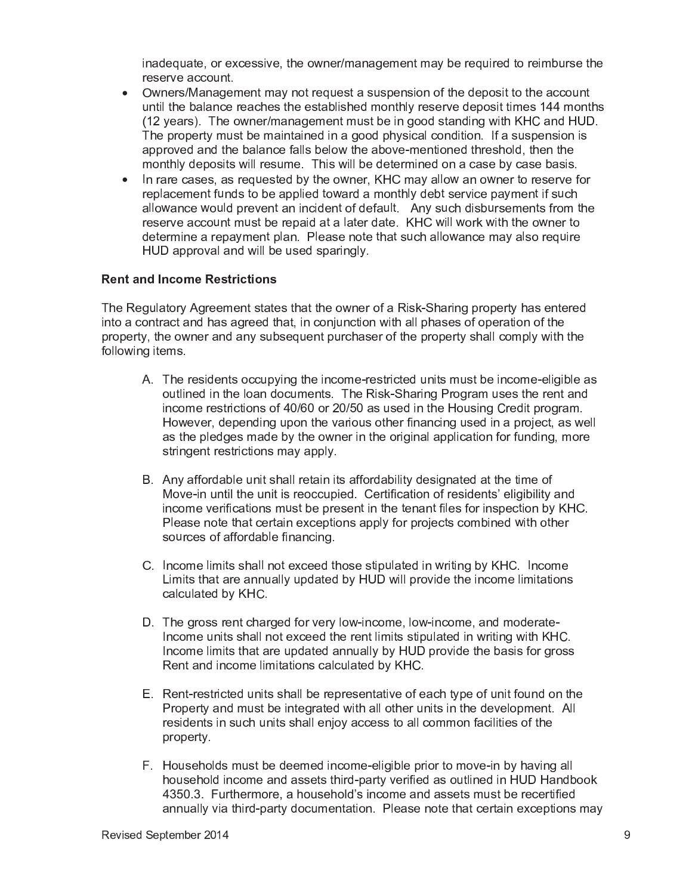inadequate, or excessive, the owner/management may be required to reimburse the reserve account.

- Owners/Management may not request a suspension of the deposit to the account until the balance reaches the established monthly reserve deposit times 144 months (12 years). The owner/management must be in good standing with KHC and HUD. The property must be maintained in a good physical condition. If a suspension is approved and the balance falls below the above-mentioned threshold, then the monthly deposits will resume. This will be determined on a case by case basis.
- In rare cases, as requested by the owner, KHC may allow an owner to reserve for replacement funds to be applied toward a monthly debt service payment if such allowance would prevent an incident of default. Any such disbursements from the reserve account must be repaid at a later date. KHC will work with the owner to determine a repayment plan. Please note that such allowance may also require HUD approval and will be used sparingly.

**Rent and Income Restrictions**

The Regulatory Agreement states that the owner of a Risk-Sharing property has entered into a contract and has agreed that, in conjunction with all phases of operation of the property, the owner and any subsequent purchaser of the property shall comply with the following items.

A. The residents occupying the income-restricted units must be income-eligible as outlined in the loan documents. The Risk-Sharing Program uses the rent and income restrictions of 40/60 or 20/50 as used in the Housing Credit program. However, depending upon the various other financing used in a project, as well as the pledges made by the owner in the original application for funding, more stringent restrictions may apply.

B. Any affordable unit shall retain its affordability designated at the time of Move-in until the unit is reoccupied. Certification of residents' eligibility and income verifications must be present in the tenant files for inspection by KHC. Please note that certain exceptions apply for projects combined with other sources of affordable financing.

C. Income limits shall not exceed those stipulated in writing by KHC. Income Limits that are annually updated by HUD will provide the income limitations calculated by KHC.

D. The gross rent charged for very low-income, low-income, and moderate-Income units shall not exceed the rent limits stipulated in writing with KHC. Income limits that are updated annually by HUD provide the basis for gross Rent and income limitations calculated by KHC.

E. Rent-restricted units shall be representative of each type of unit found on the Property and must be integrated with all other units in the development. All residents in such units shall enjoy access to all common facilities of the property.

F. Households must be deemed income-eligible prior to move-in by having all household income and assets third-party verified as outlined in HUD Handbook 4350.3. Furthermore, a household's income and assets must be recertified annually via third-party documentation. Please note that certain exceptions may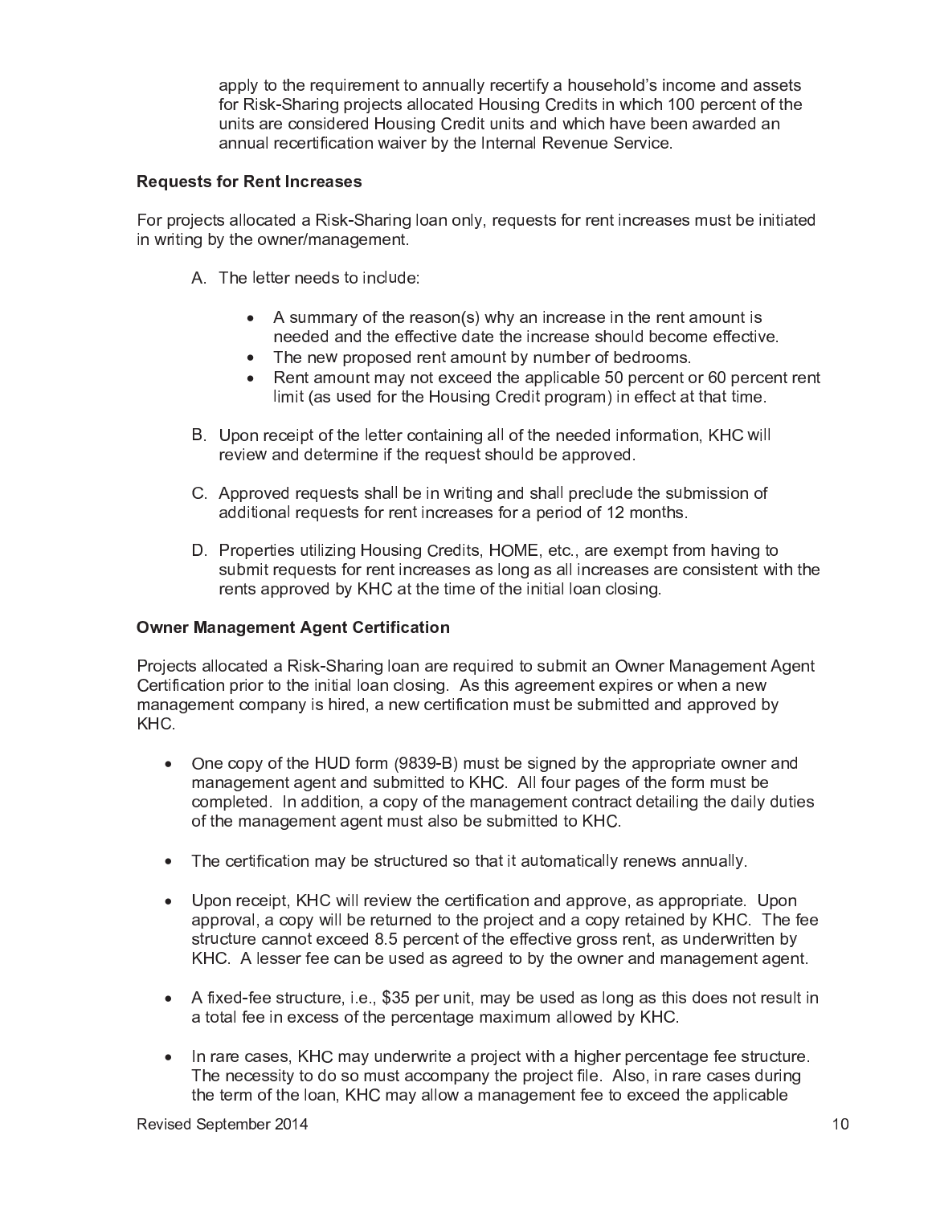apply to the requirement to annually recertify a household's income and assets for Risk-Sharing projects allocated Housing Credits in which 100 percent of the units are considered Housing Credit units and which have been awarded an annual recertification waiver by the Internal Revenue Service.

**Requests for Rent Increases**

For projects allocated a Risk-Sharing loan only, requests for rent increases must be initiated in writing by the owner/management.

A. The letter needs to include:

- A summary of the reason(s) why an increase in the rent amount is needed and the effective date the increase should become effective.
- The new proposed rent amount by number of bedrooms.
- Rent amount may not exceed the applicable 50 percent or 60 percent rent limit (as used for the Housing Credit program) in effect at that time.

B. Upon receipt of the letter containing all of the needed information, KHC will review and determine if the request should be approved.

C. Approved requests shall be in writing and shall preclude the submission of additional requests for rent increases for a period of 12 months.

D. Properties utilizing Housing Credits, HOME, etc., are exempt from having to submit requests for rent increases as long as all increases are consistent with the rents approved by KHC at the time of the initial loan closing.

**Owner Management Agent Certification**

Projects allocated a Risk-Sharing loan are required to submit an Owner Management Agent Certification prior to the initial loan closing. As this agreement expires or when a new management company is hired, a new certification must be submitted and approved by KHC.

- One copy of the HUD form (9839-B) must be signed by the appropriate owner and management agent and submitted to KHC. All four pages of the form must be completed. In addition, a copy of the management contract detailing the daily duties of the management agent must also be submitted to KHC.

- The certification may be structured so that it automatically renews annually.

- Upon receipt, KHC will review the certification and approve, as appropriate. Upon approval, a copy will be returned to the project and a copy retained by KHC. The fee structure cannot exceed 8.5 percent of the effective gross rent, as underwritten by KHC. A lesser fee can be used as agreed to by the owner and management agent.

- A fixed-fee structure, i.e., $35 per unit, may be used as long as this does not result in a total fee in excess of the percentage maximum allowed by KHC.

- In rare cases, KHC may underwrite a project with a higher percentage fee structure. The necessity to do so must accompany the project file. Also, in rare cases during the term of the loan, KHC may allow a management fee to exceed the applicable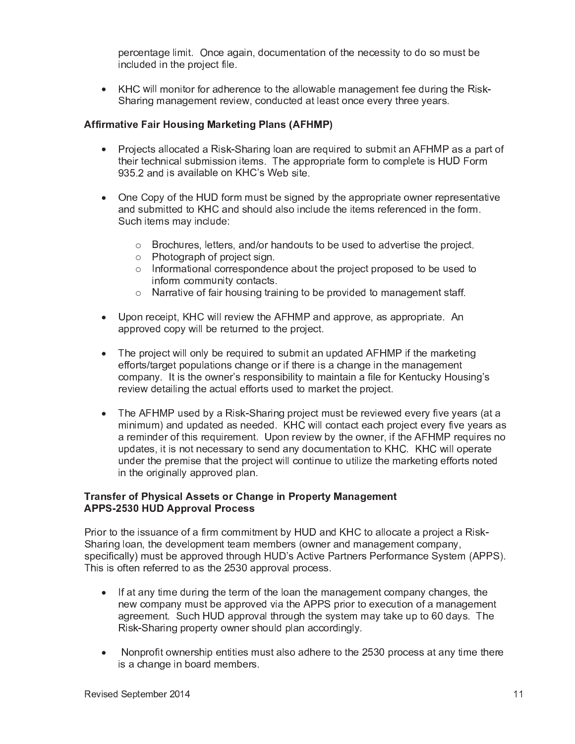percentage limit. Once again, documentation of the necessity to do so must be included in the project file.

- KHC will monitor for adherence to the allowable management fee during the Risk-Sharing management review, conducted at least once every three years.

**Affirmative Fair Housing Marketing Plans (AFHMP)**

- Projects allocated a Risk-Sharing loan are required to submit an AFHMP as a part of their technical submission items. The appropriate form to complete is HUD Form 935.2 and is available on KHC's Web site.

- One Copy of the HUD form must be signed by the appropriate owner representative and submitted to KHC and should also include the items referenced in the form. Such items may include:

  - Brochures, letters, and/or handouts to be used to advertise the project.
  - Photograph of project sign.
  - Informational correspondence about the project proposed to be used to inform community contacts.
  - Narrative of fair housing training to be provided to management staff.

- Upon receipt, KHC will review the AFHMP and approve, as appropriate. An approved copy will be returned to the project.

- The project will only be required to submit an updated AFHMP if the marketing efforts/target populations change or if there is a change in the management company. It is the owner's responsibility to maintain a file for Kentucky Housing's review detailing the actual efforts used to market the project.

- The AFHMP used by a Risk-Sharing project must be reviewed every five years (at a minimum) and updated as needed. KHC will contact each project every five years as a reminder of this requirement. Upon review by the owner, if the AFHMP requires no updates, it is not necessary to send any documentation to KHC. KHC will operate under the premise that the project will continue to utilize the marketing efforts noted in the originally approved plan.

**Transfer of Physical Assets or Change in Property Management**
**APPS-2530 HUD Approval Process**

Prior to the issuance of a firm commitment by HUD and KHC to allocate a project a Risk-Sharing loan, the development team members (owner and management company, specifically) must be approved through HUD's Active Partners Performance System (APPS). This is often referred to as the 2530 approval process.

- If at any time during the term of the loan the management company changes, the new company must be approved via the APPS prior to execution of a management agreement. Such HUD approval through the system may take up to 60 days. The Risk-Sharing property owner should plan accordingly.

- Nonprofit ownership entities must also adhere to the 2530 process at any time there is a change in board members.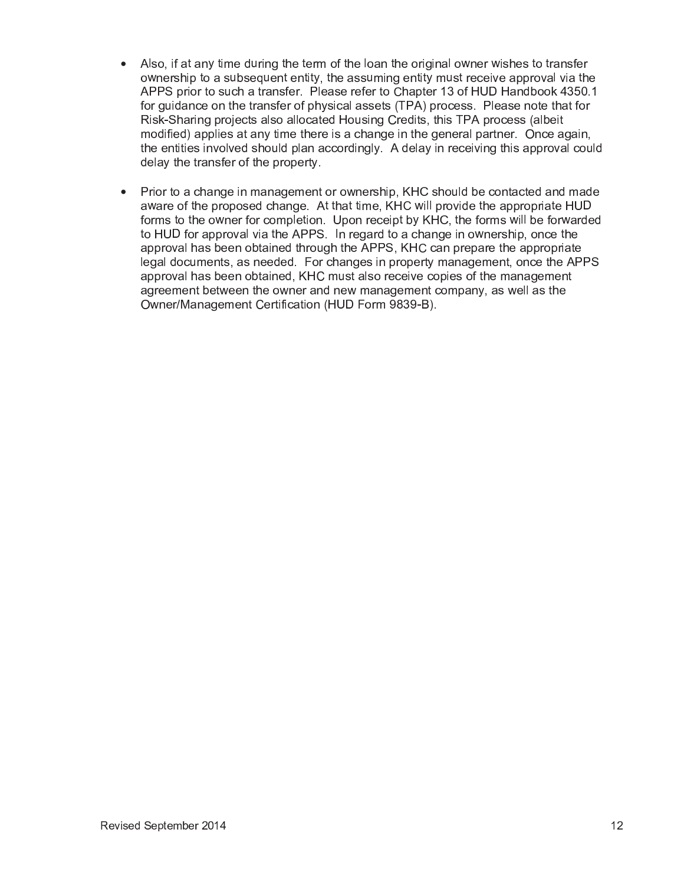- Also, if at any time during the term of the loan the original owner wishes to transfer ownership to a subsequent entity, the assuming entity must receive approval via the APPS prior to such a transfer. Please refer to Chapter 13 of HUD Handbook 4350.1 for guidance on the transfer of physical assets (TPA) process. Please note that for Risk-Sharing projects also allocated Housing Credits, this TPA process (albeit modified) applies at any time there is a change in the general partner. Once again, the entities involved should plan accordingly. A delay in receiving this approval could delay the transfer of the property.

- Prior to a change in management or ownership, KHC should be contacted and made aware of the proposed change. At that time, KHC will provide the appropriate HUD forms to the owner for completion. Upon receipt by KHC, the forms will be forwarded to HUD for approval via the APPS. In regard to a change in ownership, once the approval has been obtained through the APPS, KHC can prepare the appropriate legal documents, as needed. For changes in property management, once the APPS approval has been obtained, KHC must also receive copies of the management agreement between the owner and new management company, as well as the Owner/Management Certification (HUD Form 9839-B).